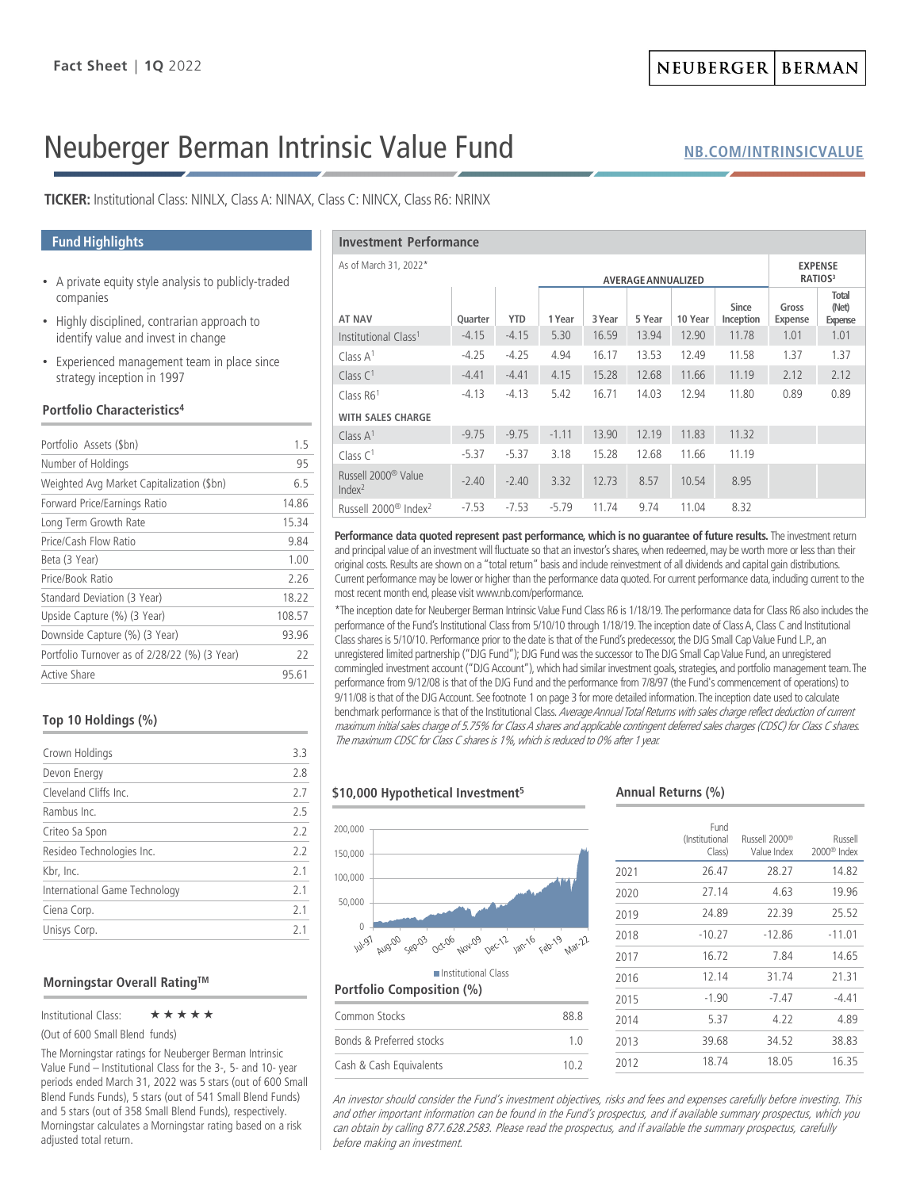Fact Sheet | 1Q 2022

NEUBERGER | BERMAN

# Neuberger Berman Intrinsic Value Fund

NB.COM/INTRINSICVALUE

**TICKER:** Institutional Class: NINLX, Class A: NINAX, Class C: NINCX, Class R6: NRINX

## Fund Highlights

- A private equity style analysis to publicly-traded companies
- Highly disciplined, contrarian approach to identify value and invest in change
- Experienced management team in place since strategy inception in 1997

### Portfolio Characteristics[4]

| | |
|---|---|
| Portfolio Assets ($bn) | 1.5 |
| Number of Holdings | 95 |
| Weighted Avg Market Capitalization ($bn) | 6.5 |
| Forward Price/Earnings Ratio | 14.86 |
| Long Term Growth Rate | 15.34 |
| Price/Cash Flow Ratio | 9.84 |
| Beta (3 Year) | 1.00 |
| Price/Book Ratio | 2.26 |
| Standard Deviation (3 Year) | 18.22 |
| Upside Capture (%) (3 Year) | 108.57 |
| Downside Capture (%) (3 Year) | 93.96 |
| Portfolio Turnover as of 2/28/22 (%) (3 Year) | 22 |
| Active Share | 95.61 |

### Top 10 Holdings (%)

| | |
|---|---|
| Crown Holdings | 3.3 |
| Devon Energy | 2.8 |
| Cleveland Cliffs Inc. | 2.7 |
| Rambus Inc. | 2.5 |
| Criteo Sa Spon | 2.2 |
| Resideo Technologies Inc. | 2.2 |
| Kbr, Inc. | 2.1 |
| International Game Technology | 2.1 |
| Ciena Corp. | 2.1 |
| Unisys Corp. | 2.1 |

### Morningstar Overall Rating™

Institutional Class: ★★★★★

(Out of 600 Small Blend funds)

The Morningstar ratings for Neuberger Berman Intrinsic Value Fund – Institutional Class for the 3-, 5- and 10- year periods ended March 31, 2022 was 5 stars (out of 600 Small Blend Funds Funds), 5 stars (out of 541 Small Blend Funds) and 5 stars (out of 358 Small Blend Funds), respectively. Morningstar calculates a Morningstar rating based on a risk adjusted total return.

## Investment Performance

As of March 31, 2022*

| AT NAV | Quarter | YTD | 1 Year | 3 Year | 5 Year | 10 Year | Since Inception | Gross Expense | Total (Net) Expense |
|---|---|---|---|---|---|---|---|---|---|
| | | | AVERAGE ANNUALIZED | | | | | EXPENSE RATIOS[3] | |
| Institutional Class[1] | -4.15 | -4.15 | 5.30 | 16.59 | 13.94 | 12.90 | 11.78 | 1.01 | 1.01 |
| Class A[1] | -4.25 | -4.25 | 4.94 | 16.17 | 13.53 | 12.49 | 11.58 | 1.37 | 1.37 |
| Class C[1] | -4.41 | -4.41 | 4.15 | 15.28 | 12.68 | 11.66 | 11.19 | 2.12 | 2.12 |
| Class R6[1] | -4.13 | -4.13 | 5.42 | 16.71 | 14.03 | 12.94 | 11.80 | 0.89 | 0.89 |
| **WITH SALES CHARGE** | | | | | | | | | |
| Class A[1] | -9.75 | -9.75 | -1.11 | 13.90 | 12.19 | 11.83 | 11.32 | | |
| Class C[1] | -5.37 | -5.37 | 3.18 | 15.28 | 12.68 | 11.66 | 11.19 | | |
| Russell 2000® Value Index[2] | -2.40 | -2.40 | 3.32 | 12.73 | 8.57 | 10.54 | 8.95 | | |
| Russell 2000® Index[2] | -7.53 | -7.53 | -5.79 | 11.74 | 9.74 | 11.04 | 8.32 | | |

**Performance data quoted represent past performance, which is no guarantee of future results.** The investment return and principal value of an investment will fluctuate so that an investor's shares, when redeemed, may be worth more or less than their original costs. Results are shown on a "total return" basis and include reinvestment of all dividends and capital gain distributions. Current performance may be lower or higher than the performance data quoted. For current performance data, including current to the most recent month end, please visit www.nb.com/performance.

*The inception date for Neuberger Berman Intrinsic Value Fund Class R6 is 1/18/19. The performance data for Class R6 also includes the performance of the Fund's Institutional Class from 5/10/10 through 1/18/19. The inception date of Class A, Class C and Institutional Class shares is 5/10/10. Performance prior to the date is that of the Fund's predecessor, the DJG Small Cap Value Fund L.P., an unregistered limited partnership ("DJG Fund"); DJG Fund was the successor to The DJG Small Cap Value Fund, an unregistered commingled investment account ("DJG Account"), which had similar investment goals, strategies, and portfolio management team. The performance from 9/12/08 is that of the DJG Fund and the performance from 7/8/97 (the Fund's commencement of operations) to 9/11/08 is that of the DJG Account. See footnote 1 on page 3 for more detailed information. The inception date used to calculate benchmark performance is that of the Institutional Class. *Average Annual Total Returns with sales charge reflect deduction of current maximum initial sales charge of 5.75% for Class A shares and applicable contingent deferred sales charges (CDSC) for Class C shares. The maximum CDSC for Class C shares is 1%, which is reduced to 0% after 1 year.*

### $10,000 Hypothetical Investment[5]

Institutional Class

### Portfolio Composition (%)

| | |
|---|---|
| Common Stocks | 88.8 |
| Bonds & Preferred stocks | 1.0 |
| Cash & Cash Equivalents | 10.2 |

### Annual Returns (%)

| | Fund (Institutional Class) | Russell 2000® Value Index | Russell 2000® Index |
|---|---|---|---|
| 2021 | 26.47 | 28.27 | 14.82 |
| 2020 | 27.14 | 4.63 | 19.96 |
| 2019 | 24.89 | 22.39 | 25.52 |
| 2018 | -10.27 | -12.86 | -11.01 |
| 2017 | 16.72 | 7.84 | 14.65 |
| 2016 | 12.14 | 31.74 | 21.31 |
| 2015 | -1.90 | -7.47 | -4.41 |
| 2014 | 5.37 | 4.22 | 4.89 |
| 2013 | 39.68 | 34.52 | 38.83 |
| 2012 | 18.74 | 18.05 | 16.35 |

*An investor should consider the Fund's investment objectives, risks and fees and expenses carefully before investing. This and other important information can be found in the Fund's prospectus, and if available summary prospectus, which you can obtain by calling 877.628.2583. Please read the prospectus, and if available the summary prospectus, carefully before making an investment.*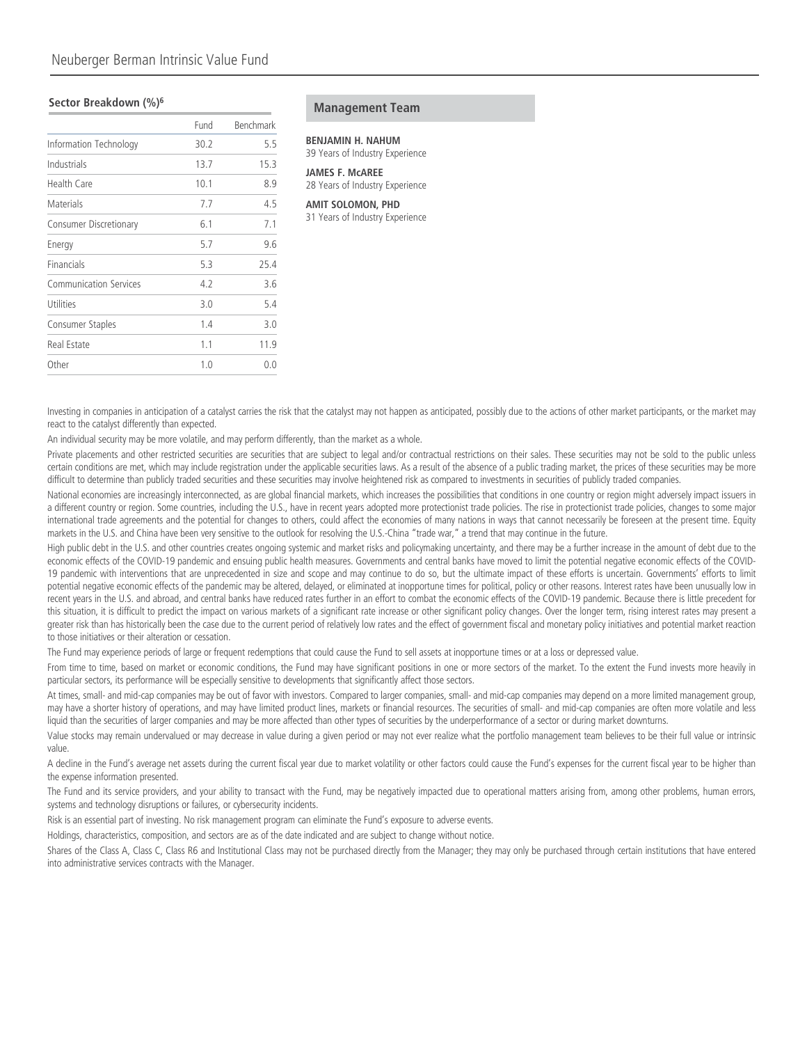## Sector Breakdown (%)[6]

| | Fund | Benchmark |
|---|---|---|
| Information Technology | 30.2 | 5.5 |
| Industrials | 13.7 | 15.3 |
| Health Care | 10.1 | 8.9 |
| Materials | 7.7 | 4.5 |
| Consumer Discretionary | 6.1 | 7.1 |
| Energy | 5.7 | 9.6 |
| Financials | 5.3 | 25.4 |
| Communication Services | 4.2 | 3.6 |
| Utilities | 3.0 | 5.4 |
| Consumer Staples | 1.4 | 3.0 |
| Real Estate | 1.1 | 11.9 |
| Other | 1.0 | 0.0 |

## Management Team

**BENJAMIN H. NAHUM**
39 Years of Industry Experience

**JAMES F. McAREE**
28 Years of Industry Experience

**AMIT SOLOMON, PHD**
31 Years of Industry Experience

Investing in companies in anticipation of a catalyst carries the risk that the catalyst may not happen as anticipated, possibly due to the actions of other market participants, or the market may react to the catalyst differently than expected.

An individual security may be more volatile, and may perform differently, than the market as a whole.

Private placements and other restricted securities are securities that are subject to legal and/or contractual restrictions on their sales. These securities may not be sold to the public unless certain conditions are met, which may include registration under the applicable securities laws. As a result of the absence of a public trading market, the prices of these securities may be more difficult to determine than publicly traded securities and these securities may involve heightened risk as compared to investments in securities of publicly traded companies.

National economies are increasingly interconnected, as are global financial markets, which increases the possibilities that conditions in one country or region might adversely impact issuers in a different country or region. Some countries, including the U.S., have in recent years adopted more protectionist trade policies. The rise in protectionist trade policies, changes to some major international trade agreements and the potential for changes to others, could affect the economies of many nations in ways that cannot necessarily be foreseen at the present time. Equity markets in the U.S. and China have been very sensitive to the outlook for resolving the U.S.-China "trade war," a trend that may continue in the future.

High public debt in the U.S. and other countries creates ongoing systemic and market risks and policymaking uncertainty, and there may be a further increase in the amount of debt due to the economic effects of the COVID-19 pandemic and ensuing public health measures. Governments and central banks have moved to limit the potential negative economic effects of the COVID-19 pandemic with interventions that are unprecedented in size and scope and may continue to do so, but the ultimate impact of these efforts is uncertain. Governments' efforts to limit potential negative economic effects of the pandemic may be altered, delayed, or eliminated at inopportune times for political, policy or other reasons. Interest rates have been unusually low in recent years in the U.S. and abroad, and central banks have reduced rates further in an effort to combat the economic effects of the COVID-19 pandemic. Because there is little precedent for this situation, it is difficult to predict the impact on various markets of a significant rate increase or other significant policy changes. Over the longer term, rising interest rates may present a greater risk than has historically been the case due to the current period of relatively low rates and the effect of government fiscal and monetary policy initiatives and potential market reaction to those initiatives or their alteration or cessation.

The Fund may experience periods of large or frequent redemptions that could cause the Fund to sell assets at inopportune times or at a loss or depressed value.

From time to time, based on market or economic conditions, the Fund may have significant positions in one or more sectors of the market. To the extent the Fund invests more heavily in particular sectors, its performance will be especially sensitive to developments that significantly affect those sectors.

At times, small- and mid-cap companies may be out of favor with investors. Compared to larger companies, small- and mid-cap companies may depend on a more limited management group, may have a shorter history of operations, and may have limited product lines, markets or financial resources. The securities of small- and mid-cap companies are often more volatile and less liquid than the securities of larger companies and may be more affected than other types of securities by the underperformance of a sector or during market downturns.

Value stocks may remain undervalued or may decrease in value during a given period or may not ever realize what the portfolio management team believes to be their full value or intrinsic value.

A decline in the Fund's average net assets during the current fiscal year due to market volatility or other factors could cause the Fund's expenses for the current fiscal year to be higher than the expense information presented.

The Fund and its service providers, and your ability to transact with the Fund, may be negatively impacted due to operational matters arising from, among other problems, human errors, systems and technology disruptions or failures, or cybersecurity incidents.

Risk is an essential part of investing. No risk management program can eliminate the Fund's exposure to adverse events.

Holdings, characteristics, composition, and sectors are as of the date indicated and are subject to change without notice.

Shares of the Class A, Class C, Class R6 and Institutional Class may not be purchased directly from the Manager; they may only be purchased through certain institutions that have entered into administrative services contracts with the Manager.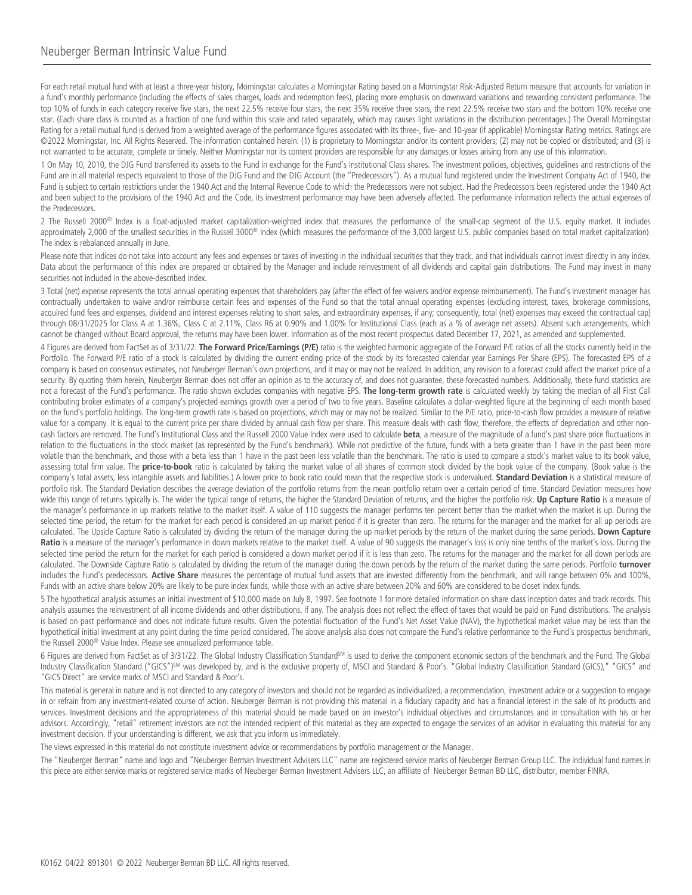For each retail mutual fund with at least a three-year history, Morningstar calculates a Morningstar Rating based on a Morningstar Risk-Adjusted Return measure that accounts for variation in a fund's monthly performance (including the effects of sales charges, loads and redemption fees), placing more emphasis on downward variations and rewarding consistent performance. The top 10% of funds in each category receive five stars, the next 22.5% receive four stars, the next 35% receive three stars, the next 22.5% receive two stars and the bottom 10% receive one star. (Each share class is counted as a fraction of one fund within this scale and rated separately, which may causes light variations in the distribution percentages.) The Overall Morningstar Rating for a retail mutual fund is derived from a weighted average of the performance figures associated with its three-, five- and 10-year (if applicable) Morningstar Rating metrics. Ratings are ©2022 Morningstar, Inc. All Rights Reserved. The information contained herein: (1) is proprietary to Morningstar and/or its content providers; (2) may not be copied or distributed; and (3) is not warranted to be accurate, complete or timely. Neither Morningstar nor its content providers are responsible for any damages or losses arising from any use of this information.

1 On May 10, 2010, the DJG Fund transferred its assets to the Fund in exchange for the Fund's Institutional Class shares. The investment policies, objectives, guidelines and restrictions of the Fund are in all material respects equivalent to those of the DJG Fund and the DJG Account (the "Predecessors"). As a mutual fund registered under the Investment Company Act of 1940, the Fund is subject to certain restrictions under the 1940 Act and the Internal Revenue Code to which the Predecessors were not subject. Had the Predecessors been registered under the 1940 Act and been subject to the provisions of the 1940 Act and the Code, its investment performance may have been adversely affected. The performance information reflects the actual expenses of the Predecessors.

2 The Russell 2000® Index is a float-adjusted market capitalization-weighted index that measures the performance of the small-cap segment of the U.S. equity market. It includes approximately 2,000 of the smallest securities in the Russell 3000® Index (which measures the performance of the 3,000 largest U.S. public companies based on total market capitalization). The index is rebalanced annually in June.

Please note that indices do not take into account any fees and expenses or taxes of investing in the individual securities that they track, and that individuals cannot invest directly in any index. Data about the performance of this index are prepared or obtained by the Manager and include reinvestment of all dividends and capital gain distributions. The Fund may invest in many securities not included in the above-described index.

3 Total (net) expense represents the total annual operating expenses that shareholders pay (after the effect of fee waivers and/or expense reimbursement). The Fund's investment manager has contractually undertaken to waive and/or reimburse certain fees and expenses of the Fund so that the total annual operating expenses (excluding interest, taxes, brokerage commissions, acquired fund fees and expenses, dividend and interest expenses relating to short sales, and extraordinary expenses, if any; consequently, total (net) expenses may exceed the contractual cap) through 08/31/2025 for Class A at 1.36%, Class C at 2.11%, Class R6 at 0.90% and 1.00% for Institutional Class (each as a % of average net assets). Absent such arrangements, which cannot be changed without Board approval, the returns may have been lower. Information as of the most recent prospectus dated December 17, 2021, as amended and supplemented.

4 Figures are derived from FactSet as of 3/31/22. **The Forward Price/Earnings (P/E)** ratio is the weighted harmonic aggregate of the Forward P/E ratios of all the stocks currently held in the Portfolio. The Forward P/E ratio of a stock is calculated by dividing the current ending price of the stock by its forecasted calendar year Earnings Per Share (EPS). The forecasted EPS of a company is based on consensus estimates, not Neuberger Berman's own projections, and it may or may not be realized. In addition, any revision to a forecast could affect the market price of a security. By quoting them herein, Neuberger Berman does not offer an opinion as to the accuracy of, and does not guarantee, these forecasted numbers. Additionally, these fund statistics are not a forecast of the Fund's performance. The ratio shown excludes companies with negative EPS. **The long-term growth rate** is calculated weekly by taking the median of all First Call contributing broker estimates of a company's projected earnings growth over a period of two to five years. Baseline calculates a dollar-weighted figure at the beginning of each month based on the fund's portfolio holdings. The long-term growth rate is based on projections, which may or may not be realized. Similar to the P/E ratio, price-to-cash flow provides a measure of relative value for a company. It is equal to the current price per share divided by annual cash flow per share. This measure deals with cash flow, therefore, the effects of depreciation and other non-cash factors are removed. The Fund's Institutional Class and the Russell 2000 Value Index were used to calculate **beta**, a measure of the magnitude of a fund's past share price fluctuations in relation to the fluctuations in the stock market (as represented by the Fund's benchmark). While not predictive of the future, funds with a beta greater than 1 have in the past been more volatile than the benchmark, and those with a beta less than 1 have in the past been less volatile than the benchmark. The ratio is used to compare a stock's market value to its book value, assessing total firm value. The **price-to-book** ratio is calculated by taking the market value of all shares of common stock divided by the book value of the company. (Book value is the company's total assets, less intangible assets and liabilities.) A lower price to book ratio could mean that the respective stock is undervalued. **Standard Deviation** is a statistical measure of portfolio risk. The Standard Deviation describes the average deviation of the portfolio returns from the mean portfolio return over a certain period of time. Standard Deviation measures how wide this range of returns typically is. The wider the typical range of returns, the higher the Standard Deviation of returns, and the higher the portfolio risk. **Up Capture Ratio** is a measure of the manager's performance in up markets relative to the market itself. A value of 110 suggests the manager performs ten percent better than the market when the market is up. During the selected time period, the return for the market for each period is considered an up market period if it is greater than zero. The returns for the manager and the market for all up periods are calculated. The Upside Capture Ratio is calculated by dividing the return of the manager during the up market periods by the return of the market during the same periods. **Down Capture Ratio** is a measure of the manager's performance in down markets relative to the market itself. A value of 90 suggests the manager's loss is only nine tenths of the market's loss. During the selected time period the return for the market for each period is considered a down market period if it is less than zero. The returns for the manager and the market for all down periods are calculated. The Downside Capture Ratio is calculated by dividing the return of the manager during the down periods by the return of the market during the same periods. Portfolio **turnover** includes the Fund's predecessors. **Active Share** measures the percentage of mutual fund assets that are invested differently from the benchmark, and will range between 0% and 100%, Funds with an active share below 20% are likely to be pure index funds, while those with an active share between 20% and 60% are considered to be closet index funds.

5 The hypothetical analysis assumes an initial investment of $10,000 made on July 8, 1997. See footnote 1 for more detailed information on share class inception dates and track records. This analysis assumes the reinvestment of all income dividends and other distributions, if any. The analysis does not reflect the effect of taxes that would be paid on Fund distributions. The analysis is based on past performance and does not indicate future results. Given the potential fluctuation of the Fund's Net Asset Value (NAV), the hypothetical market value may be less than the hypothetical initial investment at any point during the time period considered. The above analysis also does not compare the Fund's relative performance to the Fund's prospectus benchmark, the Russell 2000® Value Index. Please see annualized performance table.

6 Figures are derived from FactSet as of 3/31/22. The Global Industry Classification Standard℠ is used to derive the component economic sectors of the benchmark and the Fund. The Global Industry Classification Standard ("GICS")℠ was developed by, and is the exclusive property of, MSCI and Standard & Poor's. "Global Industry Classification Standard (GICS)," "GICS" and "GICS Direct" are service marks of MSCI and Standard & Poor's.

This material is general in nature and is not directed to any category of investors and should not be regarded as individualized, a recommendation, investment advice or a suggestion to engage in or refrain from any investment-related course of action. Neuberger Berman is not providing this material in a fiduciary capacity and has a financial interest in the sale of its products and services. Investment decisions and the appropriateness of this material should be made based on an investor's individual objectives and circumstances and in consultation with his or her advisors. Accordingly, "retail" retirement investors are not the intended recipient of this material as they are expected to engage the services of an advisor in evaluating this material for any investment decision. If your understanding is different, we ask that you inform us immediately.

The views expressed in this material do not constitute investment advice or recommendations by portfolio management or the Manager.

The "Neuberger Berman" name and logo and "Neuberger Berman Investment Advisers LLC" name are registered service marks of Neuberger Berman Group LLC. The individual fund names in this piece are either service marks or registered service marks of Neuberger Berman Investment Advisers LLC, an affiliate of Neuberger Berman BD LLC, distributor, member FINRA.

K0162 04/22 891301 © 2022 Neuberger Berman BD LLC. All rights reserved.